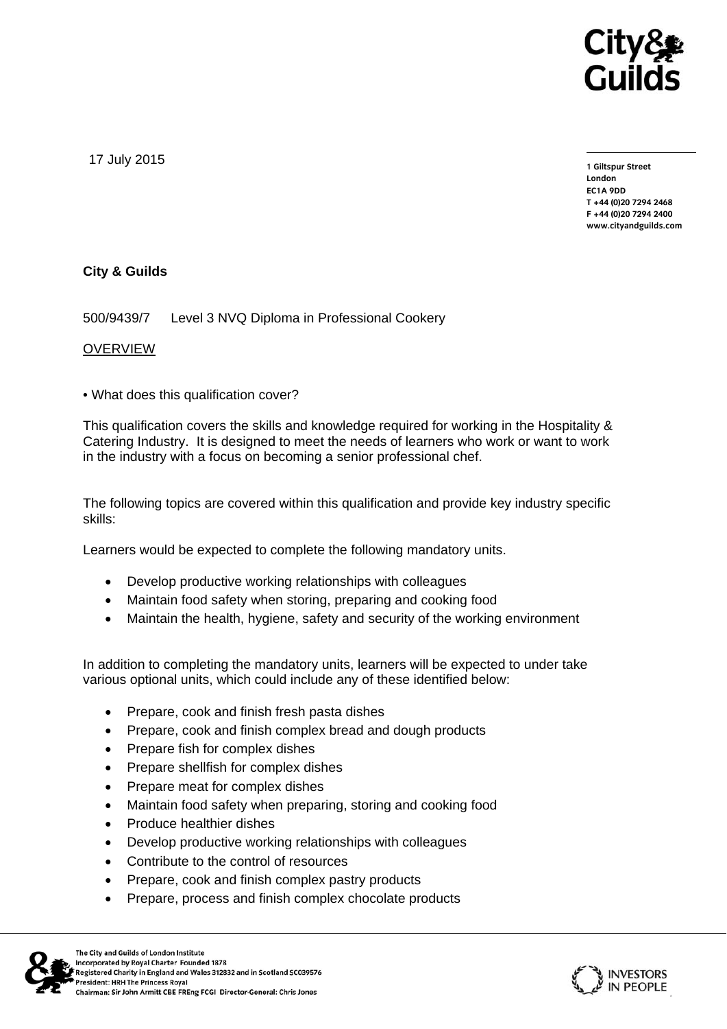17 July 2015

**1 Giltspur Street**
**London**
**EC1A 9DD**
**T +44 (0)20 7294 2468**
**F +44 (0)20 7294 2400**
**www.cityandguilds.com**

**City & Guilds**

500/9439/7 Level 3 NVQ Diploma in Professional Cookery

OVERVIEW

• What does this qualification cover?

This qualification covers the skills and knowledge required for working in the Hospitality & Catering Industry. It is designed to meet the needs of learners who work or want to work in the industry with a focus on becoming a senior professional chef.

The following topics are covered within this qualification and provide key industry specific skills:

Learners would be expected to complete the following mandatory units.

- Develop productive working relationships with colleagues
- Maintain food safety when storing, preparing and cooking food
- Maintain the health, hygiene, safety and security of the working environment

In addition to completing the mandatory units, learners will be expected to under take various optional units, which could include any of these identified below:

- Prepare, cook and finish fresh pasta dishes
- Prepare, cook and finish complex bread and dough products
- Prepare fish for complex dishes
- Prepare shellfish for complex dishes
- Prepare meat for complex dishes
- Maintain food safety when preparing, storing and cooking food
- Produce healthier dishes
- Develop productive working relationships with colleagues
- Contribute to the control of resources
- Prepare, cook and finish complex pastry products
- Prepare, process and finish complex chocolate products

The City and Guilds of London Institute
Incorporated by Royal Charter Founded 1878
Registered Charity in England and Wales 312832 and in Scotland SC039576
President: HRH The Princess Royal
Chairman: Sir John Armitt CBE FREng FCGI Director-General: Chris Jones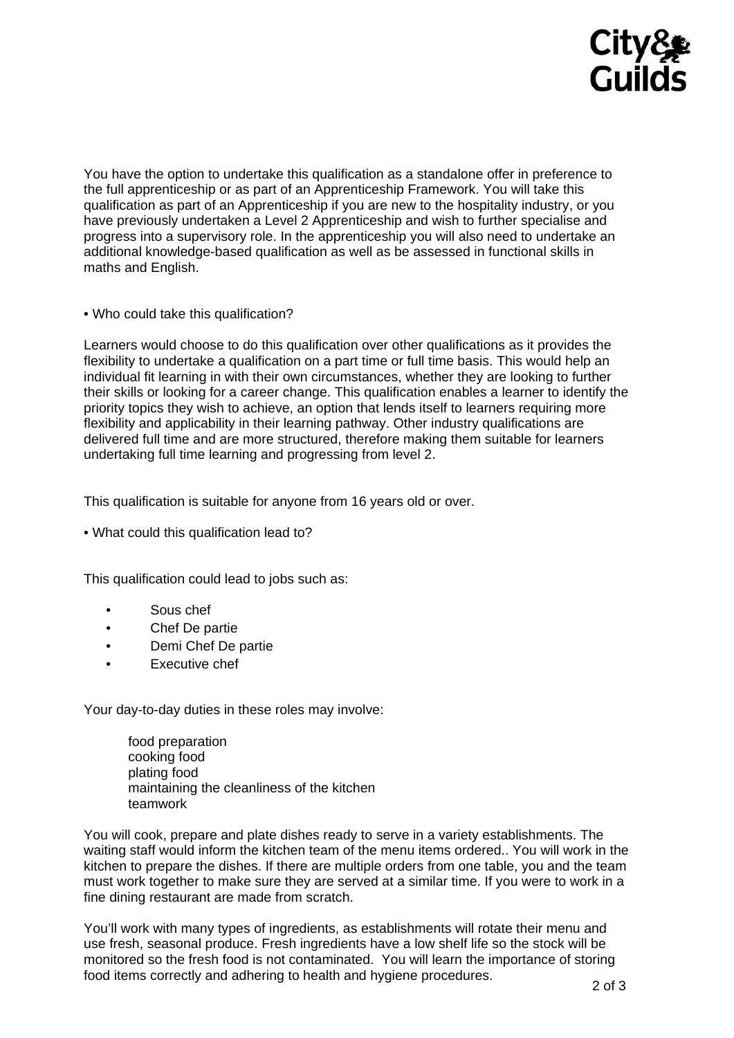You have the option to undertake this qualification as a standalone offer in preference to the full apprenticeship or as part of an Apprenticeship Framework. You will take this qualification as part of an Apprenticeship if you are new to the hospitality industry, or you have previously undertaken a Level 2 Apprenticeship and wish to further specialise and progress into a supervisory role. In the apprenticeship you will also need to undertake an additional knowledge-based qualification as well as be assessed in functional skills in maths and English.

• Who could take this qualification?

Learners would choose to do this qualification over other qualifications as it provides the flexibility to undertake a qualification on a part time or full time basis. This would help an individual fit learning in with their own circumstances, whether they are looking to further their skills or looking for a career change. This qualification enables a learner to identify the priority topics they wish to achieve, an option that lends itself to learners requiring more flexibility and applicability in their learning pathway. Other industry qualifications are delivered full time and are more structured, therefore making them suitable for learners undertaking full time learning and progressing from level 2.

This qualification is suitable for anyone from 16 years old or over.

• What could this qualification lead to?

This qualification could lead to jobs such as:

- Sous chef
- Chef De partie
- Demi Chef De partie
- Executive chef

Your day-to-day duties in these roles may involve:

food preparation
cooking food
plating food
maintaining the cleanliness of the kitchen
teamwork

You will cook, prepare and plate dishes ready to serve in a variety establishments. The waiting staff would inform the kitchen team of the menu items ordered.. You will work in the kitchen to prepare the dishes. If there are multiple orders from one table, you and the team must work together to make sure they are served at a similar time. If you were to work in a fine dining restaurant are made from scratch.

You'll work with many types of ingredients, as establishments will rotate their menu and use fresh, seasonal produce. Fresh ingredients have a low shelf life so the stock will be monitored so the fresh food is not contaminated. You will learn the importance of storing food items correctly and adhering to health and hygiene procedures.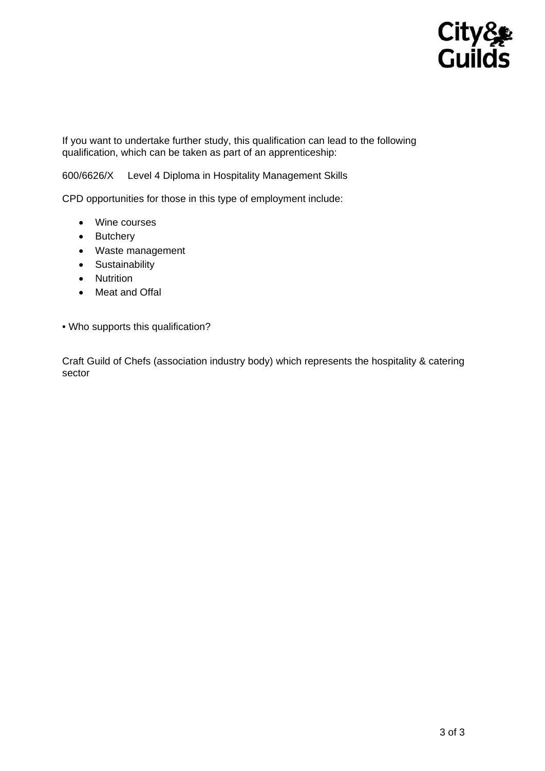If you want to undertake further study, this qualification can lead to the following qualification, which can be taken as part of an apprenticeship:

600/6626/X Level 4 Diploma in Hospitality Management Skills

CPD opportunities for those in this type of employment include:

- Wine courses
- Butchery
- Waste management
- Sustainability
- Nutrition
- Meat and Offal

• Who supports this qualification?

Craft Guild of Chefs (association industry body) which represents the hospitality & catering sector